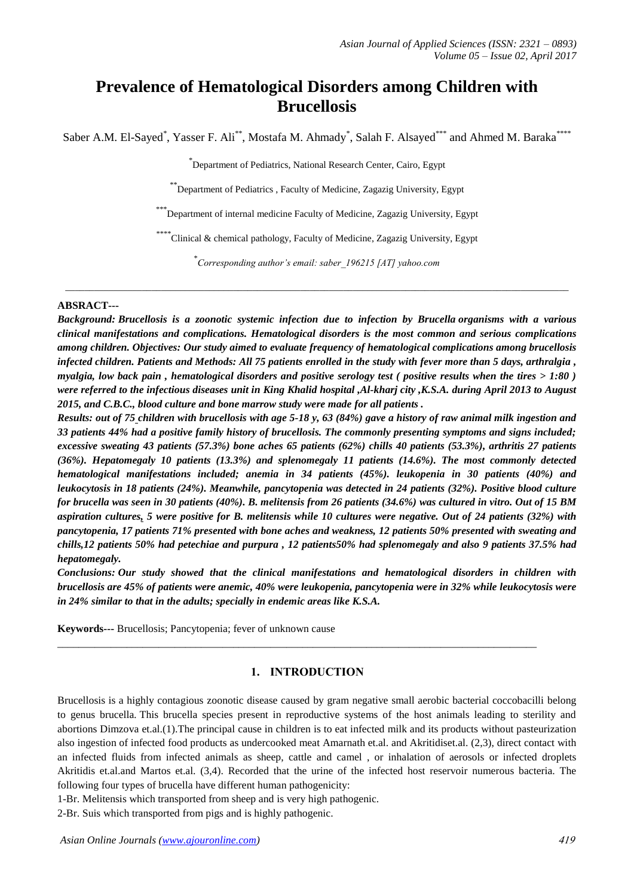# Prevalence of Hematological Disorders among Children with Brucellosis

Saber A.M. El-Sayed[*], Yasser F. Ali[**], Mostafa M. Ahmady[*], Salah F. Alsayed[***] and Ahmed M. Baraka[****]

[*]Department of Pediatrics, National Research Center, Cairo, Egypt

[**]Department of Pediatrics , Faculty of Medicine, Zagazig University, Egypt

[***]Department of internal medicine Faculty of Medicine, Zagazig University, Egypt

[****]Clinical & chemical pathology, Faculty of Medicine, Zagazig University, Egypt

[*]*Corresponding author's email: saber_196215 [AT] yahoo.com*

---

**ABSRACT---**

***Background: Brucellosis is a zoonotic systemic infection due to infection by Brucella organisms with a various clinical manifestations and complications. Hematological disorders is the most common and serious complications among children. Objectives: Our study aimed to evaluate frequency of hematological complications among brucellosis infected children. Patients and Methods: All 75 patients enrolled in the study with fever more than 5 days, arthralgia , myalgia, low back pain , hematological disorders and positive serology test ( positive results when the tires > 1:80 ) were referred to the infectious diseases unit in King Khalid hospital ,Al-kharj city ,K.S.A. during April 2013 to August 2015, and C.B.C., blood culture and bone marrow study were made for all patients .***

***Results: out of 75 children with brucellosis with age 5-18 y, 63 (84%) gave a history of raw animal milk ingestion and 33 patients 44% had a positive family history of brucellosis. The commonly presenting symptoms and signs included; excessive sweating 43 patients (57.3%) bone aches 65 patients (62%) chills 40 patients (53.3%), arthritis 27 patients (36%). Hepatomegaly 10 patients (13.3%) and splenomegaly 11 patients (14.6%). The most commonly detected hematological manifestations included; anemia in 34 patients (45%). leukopenia in 30 patients (40%) and leukocytosis in 18 patients (24%). Meanwhile, pancytopenia was detected in 24 patients (32%). Positive blood culture for brucella was seen in 30 patients (40%). B. melitensis from 26 patients (34.6%) was cultured in vitro. Out of 15 BM aspiration cultures, 5 were positive for B. melitensis while 10 cultures were negative. Out of 24 patients (32%) with pancytopenia, 17 patients 71% presented with bone aches and weakness, 12 patients 50% presented with sweating and chills,12 patients 50% had petechiae and purpura , 12 patients50% had splenomegaly and also 9 patients 37.5% had hepatomegaly.***

***Conclusions: Our study showed that the clinical manifestations and hematological disorders in children with brucellosis are 45% of patients were anemic, 40% were leukopenia, pancytopenia were in 32% while leukocytosis were in 24% similar to that in the adults; specially in endemic areas like K.S.A.***

**Keywords---** Brucellosis; Pancytopenia; fever of unknown cause

---

## 1. INTRODUCTION

Brucellosis is a highly contagious zoonotic disease caused by gram negative small aerobic bacterial coccobacilli belong to genus brucella. This brucella species present in reproductive systems of the host animals leading to sterility and abortions Dimzova et.al.(1).The principal cause in children is to eat infected milk and its products without pasteurization also ingestion of infected food products as undercooked meat Amarnath et.al. and Akritidiset.al. (2,3), direct contact with an infected fluids from infected animals as sheep, cattle and camel , or inhalation of aerosols or infected droplets Akritidis et.al.and Martos et.al. (3,4). Recorded that the urine of the infected host reservoir numerous bacteria. The following four types of brucella have different human pathogenicity:

1-Br. Melitensis which transported from sheep and is very high pathogenic.

2-Br. Suis which transported from pigs and is highly pathogenic.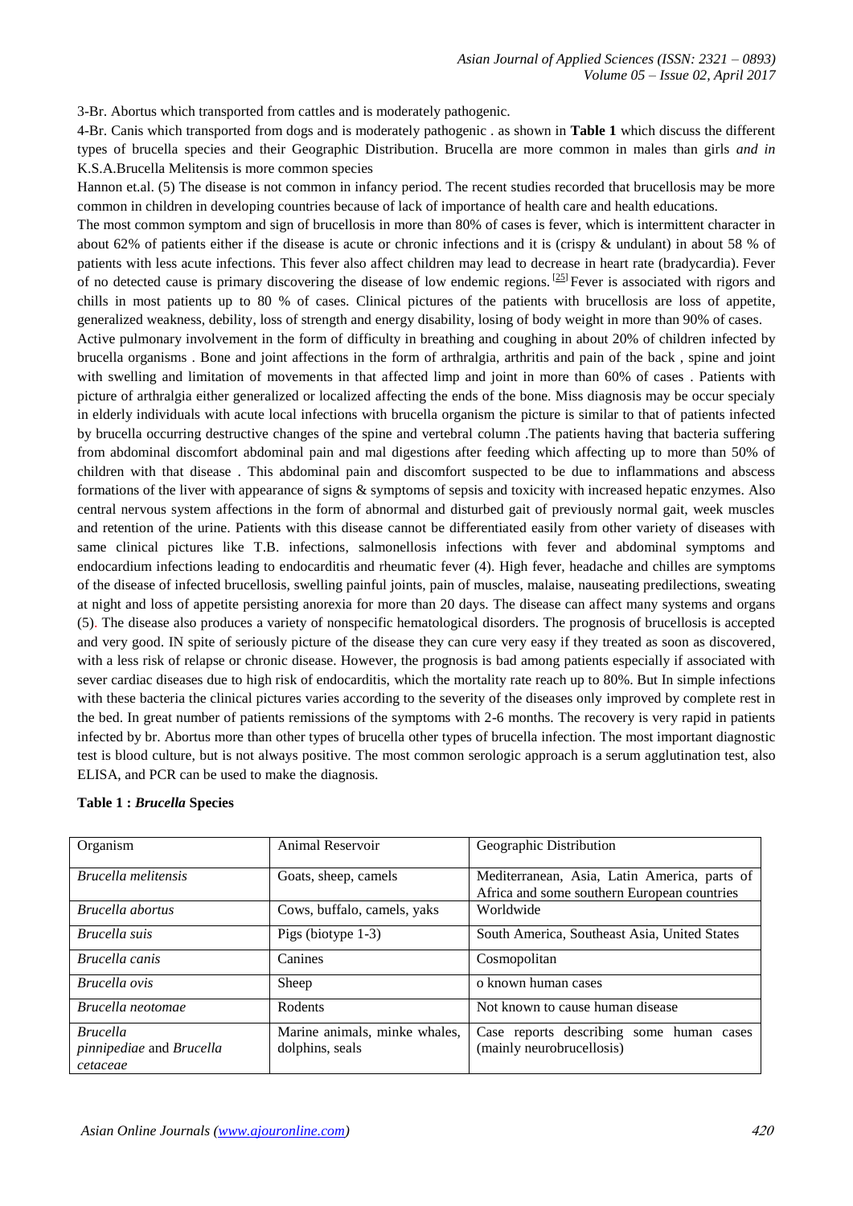3-Br. Abortus which transported from cattles and is moderately pathogenic.

4-Br. Canis which transported from dogs and is moderately pathogenic . as shown in **Table 1** which discuss the different types of brucella species and their Geographic Distribution. Brucella are more common in males than girls *and in* K.S.A.Brucella Melitensis is more common species

Hannon et.al. (5) The disease is not common in infancy period. The recent studies recorded that brucellosis may be more common in children in developing countries because of lack of importance of health care and health educations.

The most common symptom and sign of brucellosis in more than 80% of cases is fever, which is intermittent character in about 62% of patients either if the disease is acute or chronic infections and it is (crispy & undulant) in about 58 % of patients with less acute infections. This fever also affect children may lead to decrease in heart rate (bradycardia). Fever of no detected cause is primary discovering the disease of low endemic regions. [25] Fever is associated with rigors and chills in most patients up to 80 % of cases. Clinical pictures of the patients with brucellosis are loss of appetite, generalized weakness, debility, loss of strength and energy disability, losing of body weight in more than 90% of cases.

Active pulmonary involvement in the form of difficulty in breathing and coughing in about 20% of children infected by brucella organisms . Bone and joint affections in the form of arthralgia, arthritis and pain of the back , spine and joint with swelling and limitation of movements in that affected limp and joint in more than 60% of cases . Patients with picture of arthralgia either generalized or localized affecting the ends of the bone. Miss diagnosis may be occur specialy in elderly individuals with acute local infections with brucella organism the picture is similar to that of patients infected by brucella occurring destructive changes of the spine and vertebral column .The patients having that bacteria suffering from abdominal discomfort abdominal pain and mal digestions after feeding which affecting up to more than 50% of children with that disease . This abdominal pain and discomfort suspected to be due to inflammations and abscess formations of the liver with appearance of signs & symptoms of sepsis and toxicity with increased hepatic enzymes. Also central nervous system affections in the form of abnormal and disturbed gait of previously normal gait, week muscles and retention of the urine. Patients with this disease cannot be differentiated easily from other variety of diseases with same clinical pictures like T.B. infections, salmonellosis infections with fever and abdominal symptoms and endocardium infections leading to endocarditis and rheumatic fever (4). High fever, headache and chilles are symptoms of the disease of infected brucellosis, swelling painful joints, pain of muscles, malaise, nauseating predilections, sweating at night and loss of appetite persisting anorexia for more than 20 days. The disease can affect many systems and organs (5). The disease also produces a variety of nonspecific hematological disorders. The prognosis of brucellosis is accepted and very good. IN spite of seriously picture of the disease they can cure very easy if they treated as soon as discovered, with a less risk of relapse or chronic disease. However, the prognosis is bad among patients especially if associated with sever cardiac diseases due to high risk of endocarditis, which the mortality rate reach up to 80%. But In simple infections with these bacteria the clinical pictures varies according to the severity of the diseases only improved by complete rest in the bed. In great number of patients remissions of the symptoms with 2-6 months. The recovery is very rapid in patients infected by br. Abortus more than other types of brucella other types of brucella infection. The most important diagnostic test is blood culture, but is not always positive. The most common serologic approach is a serum agglutination test, also ELISA, and PCR can be used to make the diagnosis.

**Table 1 :** ***Brucella*** **Species**

| Organism | Animal Reservoir | Geographic Distribution |
|---|---|---|
| *Brucella melitensis* | Goats, sheep, camels | Mediterranean, Asia, Latin America, parts of Africa and some southern European countries |
| *Brucella abortus* | Cows, buffalo, camels, yaks | Worldwide |
| *Brucella suis* | Pigs (biotype 1-3) | South America, Southeast Asia, United States |
| *Brucella canis* | Canines | Cosmopolitan |
| *Brucella ovis* | Sheep | o known human cases |
| *Brucella neotomae* | Rodents | Not known to cause human disease |
| *Brucella pinnipediae* and *Brucella cetaceae* | Marine animals, minke whales, dolphins, seals | Case reports describing some human cases (mainly neurobrucellosis) |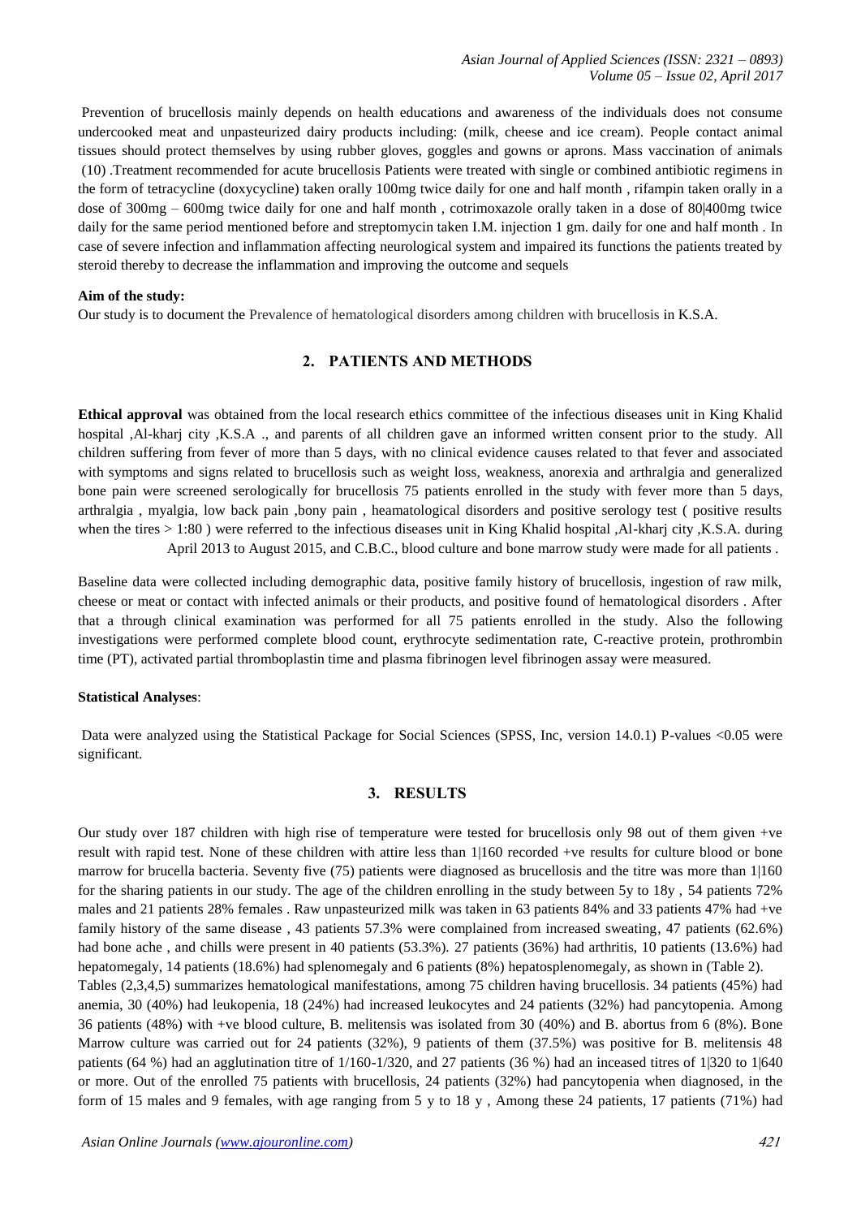Prevention of brucellosis mainly depends on health educations and awareness of the individuals does not consume undercooked meat and unpasteurized dairy products including: (milk, cheese and ice cream). People contact animal tissues should protect themselves by using rubber gloves, goggles and gowns or aprons. Mass vaccination of animals (10) .Treatment recommended for acute brucellosis Patients were treated with single or combined antibiotic regimens in the form of tetracycline (doxycycline) taken orally 100mg twice daily for one and half month , rifampin taken orally in a dose of 300mg – 600mg twice daily for one and half month , cotrimoxazole orally taken in a dose of 80|400mg twice daily for the same period mentioned before and streptomycin taken I.M. injection 1 gm. daily for one and half month . In case of severe infection and inflammation affecting neurological system and impaired its functions the patients treated by steroid thereby to decrease the inflammation and improving the outcome and sequels

**Aim of the study:**

Our study is to document the Prevalence of hematological disorders among children with brucellosis in K.S.A.

## 2. PATIENTS AND METHODS

**Ethical approval** was obtained from the local research ethics committee of the infectious diseases unit in King Khalid hospital ,Al-kharj city ,K.S.A ., and parents of all children gave an informed written consent prior to the study. All children suffering from fever of more than 5 days, with no clinical evidence causes related to that fever and associated with symptoms and signs related to brucellosis such as weight loss, weakness, anorexia and arthralgia and generalized bone pain were screened serologically for brucellosis 75 patients enrolled in the study with fever more than 5 days, arthralgia , myalgia, low back pain ,bony pain , heamatological disorders and positive serology test ( positive results when the tires > 1:80 ) were referred to the infectious diseases unit in King Khalid hospital ,Al-kharj city ,K.S.A. during April 2013 to August 2015, and C.B.C., blood culture and bone marrow study were made for all patients .

Baseline data were collected including demographic data, positive family history of brucellosis, ingestion of raw milk, cheese or meat or contact with infected animals or their products, and positive found of hematological disorders . After that a through clinical examination was performed for all 75 patients enrolled in the study. Also the following investigations were performed complete blood count, erythrocyte sedimentation rate, C-reactive protein, prothrombin time (PT), activated partial thromboplastin time and plasma fibrinogen level fibrinogen assay were measured.

**Statistical Analyses**:

Data were analyzed using the Statistical Package for Social Sciences (SPSS, Inc, version 14.0.1) P-values <0.05 were significant.

## 3. RESULTS

Our study over 187 children with high rise of temperature were tested for brucellosis only 98 out of them given +ve result with rapid test. None of these children with attire less than 1|160 recorded +ve results for culture blood or bone marrow for brucella bacteria. Seventy five (75) patients were diagnosed as brucellosis and the titre was more than 1|160 for the sharing patients in our study. The age of the children enrolling in the study between 5y to 18y , 54 patients 72% males and 21 patients 28% females . Raw unpasteurized milk was taken in 63 patients 84% and 33 patients 47% had +ve family history of the same disease , 43 patients 57.3% were complained from increased sweating, 47 patients (62.6%) had bone ache , and chills were present in 40 patients (53.3%). 27 patients (36%) had arthritis, 10 patients (13.6%) had hepatomegaly, 14 patients (18.6%) had splenomegaly and 6 patients (8%) hepatosplenomegaly, as shown in (Table 2). Tables (2,3,4,5) summarizes hematological manifestations, among 75 children having brucellosis. 34 patients (45%) had anemia, 30 (40%) had leukopenia, 18 (24%) had increased leukocytes and 24 patients (32%) had pancytopenia. Among 36 patients (48%) with +ve blood culture, B. melitensis was isolated from 30 (40%) and B. abortus from 6 (8%). Bone Marrow culture was carried out for 24 patients (32%), 9 patients of them (37.5%) was positive for B. melitensis 48 patients (64 %) had an agglutination titre of 1/160-1/320, and 27 patients (36 %) had an inceased titres of 1|320 to 1|640 or more. Out of the enrolled 75 patients with brucellosis, 24 patients (32%) had pancytopenia when diagnosed, in the form of 15 males and 9 females, with age ranging from 5 y to 18 y , Among these 24 patients, 17 patients (71%) had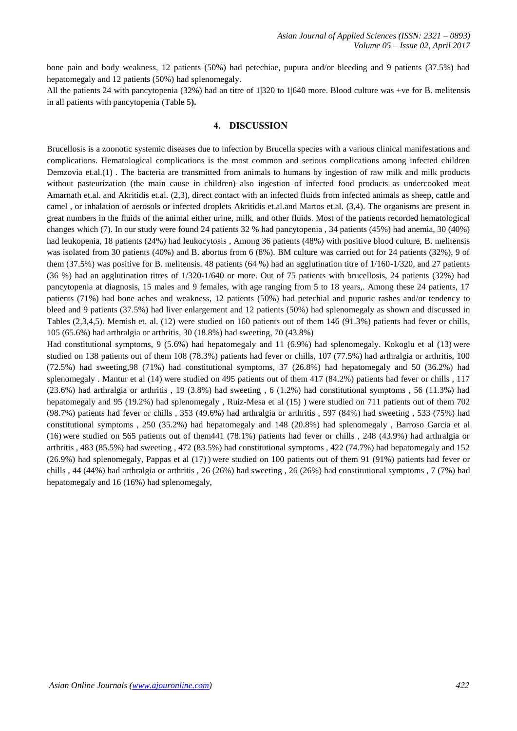bone pain and body weakness, 12 patients (50%) had petechiae, pupura and/or bleeding and 9 patients (37.5%) had hepatomegaly and 12 patients (50%) had splenomegaly.

All the patients 24 with pancytopenia (32%) had an titre of 1|320 to 1|640 more. Blood culture was +ve for B. melitensis in all patients with pancytopenia (Table 5**).**

## 4. DISCUSSION

Brucellosis is a zoonotic systemic diseases due to infection by Brucella species with a various clinical manifestations and complications. Hematological complications is the most common and serious complications among infected children Demzovia et.al.(1) . The bacteria are transmitted from animals to humans by ingestion of raw milk and milk products without pasteurization (the main cause in children) also ingestion of infected food products as undercooked meat Amarnath et.al. and Akritidis et.al. (2,3), direct contact with an infected fluids from infected animals as sheep, cattle and camel , or inhalation of aerosols or infected droplets Akritidis et.al.and Martos et.al. (3,4). The organisms are present in great numbers in the fluids of the animal either urine, milk, and other fluids. Most of the patients recorded hematological changes which (7). In our study were found 24 patients 32 % had pancytopenia , 34 patients (45%) had anemia, 30 (40%) had leukopenia, 18 patients (24%) had leukocytosis , Among 36 patients (48%) with positive blood culture, B. melitensis was isolated from 30 patients (40%) and B. abortus from 6 (8%). BM culture was carried out for 24 patients (32%), 9 of them (37.5%) was positive for B. melitensis. 48 patients (64 %) had an agglutination titre of 1/160-1/320, and 27 patients (36 %) had an agglutination titres of 1/320-1/640 or more. Out of 75 patients with brucellosis, 24 patients (32%) had pancytopenia at diagnosis, 15 males and 9 females, with age ranging from 5 to 18 years,. Among these 24 patients, 17 patients (71%) had bone aches and weakness, 12 patients (50%) had petechial and pupuric rashes and/or tendency to bleed and 9 patients (37.5%) had liver enlargement and 12 patients (50%) had splenomegaly as shown and discussed in Tables (2,3,4,5). Memish et. al. (12) were studied on 160 patients out of them 146 (91.3%) patients had fever or chills, 105 (65.6%) had arthralgia or arthritis, 30 (18.8%) had sweeting, 70 (43.8%)

Had constitutional symptoms, 9 (5.6%) had hepatomegaly and 11 (6.9%) had splenomegaly. Kokoglu et al (13) were studied on 138 patients out of them 108 (78.3%) patients had fever or chills, 107 (77.5%) had arthralgia or arthritis, 100 (72.5%) had sweeting,98 (71%) had constitutional symptoms, 37 (26.8%) had hepatomegaly and 50 (36.2%) had splenomegaly . Mantur et al (14) were studied on 495 patients out of them 417 (84.2%) patients had fever or chills , 117 (23.6%) had arthralgia or arthritis , 19 (3.8%) had sweeting , 6 (1.2%) had constitutional symptoms , 56 (11.3%) had hepatomegaly and 95 (19.2%) had splenomegaly , Ruiz-Mesa et al (15) ) were studied on 711 patients out of them 702 (98.7%) patients had fever or chills , 353 (49.6%) had arthralgia or arthritis , 597 (84%) had sweeting , 533 (75%) had constitutional symptoms , 250 (35.2%) had hepatomegaly and 148 (20.8%) had splenomegaly , Barroso Garcia et al (16) were studied on 565 patients out of them441 (78.1%) patients had fever or chills , 248 (43.9%) had arthralgia or arthritis , 483 (85.5%) had sweeting , 472 (83.5%) had constitutional symptoms , 422 (74.7%) had hepatomegaly and 152 (26.9%) had splenomegaly, Pappas et al (17) ) were studied on 100 patients out of them 91 (91%) patients had fever or chills , 44 (44%) had arthralgia or arthritis , 26 (26%) had sweeting , 26 (26%) had constitutional symptoms , 7 (7%) had hepatomegaly and 16 (16%) had splenomegaly,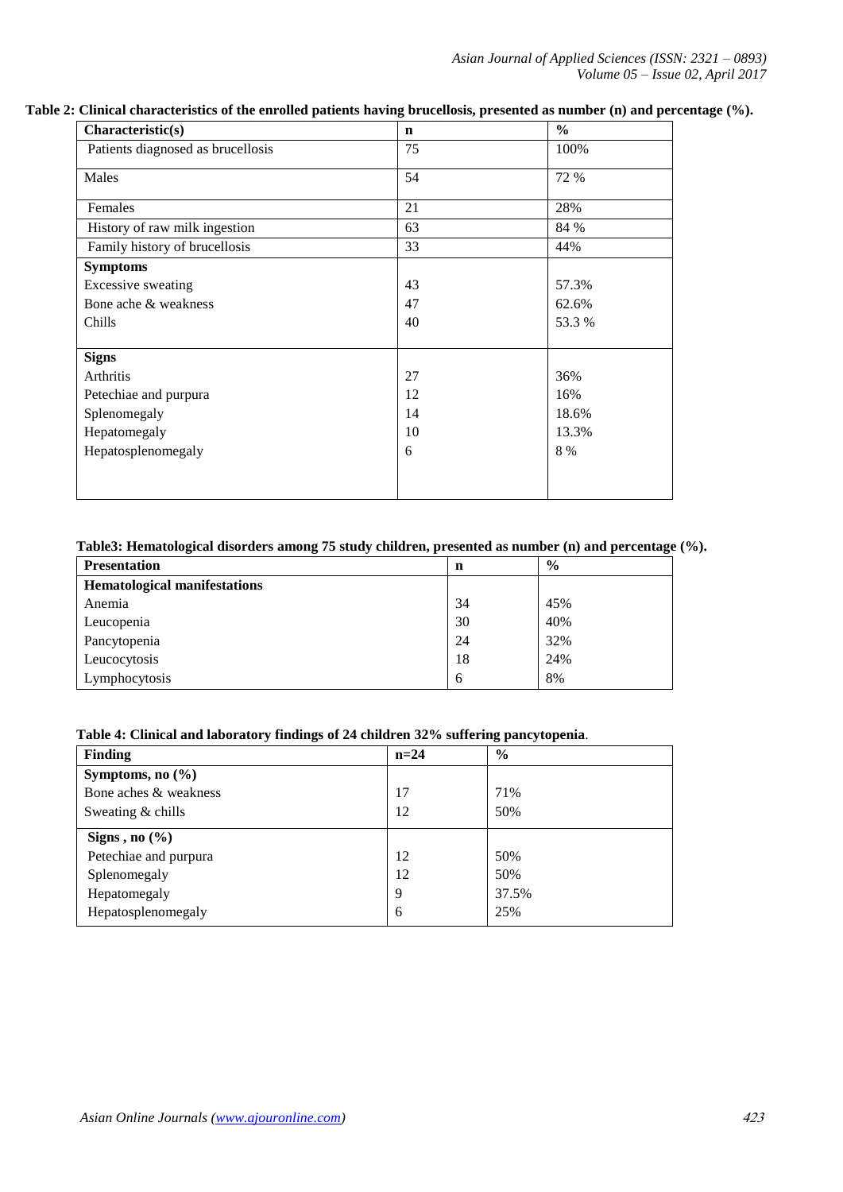**Table 2: Clinical characteristics of the enrolled patients having brucellosis, presented as number (n) and percentage (%).**

| Characteristic(s) | n | % |
|---|---|---|
| Patients diagnosed as brucellosis | 75 | 100% |
| Males | 54 | 72 % |
| Females | 21 | 28% |
| History of raw milk ingestion | 63 | 84 % |
| Family history of brucellosis | 33 | 44% |
| **Symptoms** | | |
| Excessive sweating | 43 | 57.3% |
| Bone ache & weakness | 47 | 62.6% |
| Chills | 40 | 53.3 % |
| **Signs** | | |
| Arthritis | 27 | 36% |
| Petechiae and purpura | 12 | 16% |
| Splenomegaly | 14 | 18.6% |
| Hepatomegaly | 10 | 13.3% |
| Hepatosplenomegaly | 6 | 8 % |

**Table3: Hematological disorders among 75 study children, presented as number (n) and percentage (%).**

| Presentation | n | % |
|---|---|---|
| **Hematological manifestations** | | |
| Anemia | 34 | 45% |
| Leucopenia | 30 | 40% |
| Pancytopenia | 24 | 32% |
| Leucocytosis | 18 | 24% |
| Lymphocytosis | 6 | 8% |

**Table 4: Clinical and laboratory findings of 24 children 32% suffering pancytopenia**.

| Finding | n=24 | % |
|---|---|---|
| **Symptoms, no (%)** | | |
| Bone aches & weakness | 17 | 71% |
| Sweating & chills | 12 | 50% |
| **Signs , no (%)** | | |
| Petechiae and purpura | 12 | 50% |
| Splenomegaly | 12 | 50% |
| Hepatomegaly | 9 | 37.5% |
| Hepatosplenomegaly | 6 | 25% |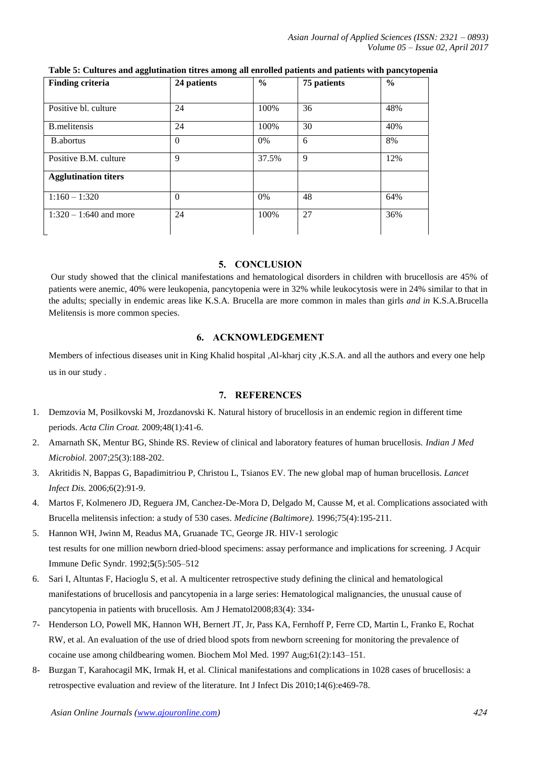**Table 5: Cultures and agglutination titres among all enrolled patients and patients with pancytopenia**

| Finding criteria | 24 patients | % | 75 patients | % |
|---|---|---|---|---|
| Positive bl. culture | 24 | 100% | 36 | 48% |
| B.melitensis | 24 | 100% | 30 | 40% |
| B.abortus | 0 | 0% | 6 | 8% |
| Positive B.M. culture | 9 | 37.5% | 9 | 12% |
| **Agglutination titers** | | | | |
| 1:160 – 1:320 | 0 | 0% | 48 | 64% |
| 1:320 – 1:640 and more | 24 | 100% | 27 | 36% |

## 5. CONCLUSION

Our study showed that the clinical manifestations and hematological disorders in children with brucellosis are 45% of patients were anemic, 40% were leukopenia, pancytopenia were in 32% while leukocytosis were in 24% similar to that in the adults; specially in endemic areas like K.S.A. Brucella are more common in males than girls *and in* K.S.A.Brucella Melitensis is more common species.

## 6. ACKNOWLEDGEMENT

Members of infectious diseases unit in King Khalid hospital ,Al-kharj city ,K.S.A. and all the authors and every one help us in our study .

## 7. REFERENCES

1. Demzovia M, Posilkovski M, Jrozdanovski K. Natural history of brucellosis in an endemic region in different time periods. *Acta Clin Croat.* 2009;48(1):41-6.
2. Amarnath SK, Mentur BG, Shinde RS. Review of clinical and laboratory features of human brucellosis. *Indian J Med Microbiol.* 2007;25(3):188-202.
3. Akritidis N, Bappas G, Bapadimitriou P, Christou L, Tsianos EV. The new global map of human brucellosis. *Lancet Infect Dis.* 2006;6(2):91-9.
4. Martos F, Kolmenero JD, Reguera JM, Canchez-De-Mora D, Delgado M, Causse M, et al. Complications associated with Brucella melitensis infection: a study of 530 cases. *Medicine (Baltimore).* 1996;75(4):195-211.
5. Hannon WH, Jwinn M, Readus MA, Gruanade TC, George JR. HIV-1 serologic test results for one million newborn dried-blood specimens: assay performance and implications for screening. J Acquir Immune Defic Syndr. 1992;**5**(5):505–512
6. Sari I, Altuntas F, Hacioglu S, et al. A multicenter retrospective study defining the clinical and hematological manifestations of brucellosis and pancytopenia in a large series: Hematological malignancies, the unusual cause of pancytopenia in patients with brucellosis. Am J Hematol2008;83(4): 334-
7. Henderson LO, Powell MK, Hannon WH, Bernert JT, Jr, Pass KA, Fernhoff P, Ferre CD, Martin L, Franko E, Rochat RW, et al. An evaluation of the use of dried blood spots from newborn screening for monitoring the prevalence of cocaine use among childbearing women. Biochem Mol Med. 1997 Aug;61(2):143–151.
8. Buzgan T, Karahocagil MK, Irmak H, et al. Clinical manifestations and complications in 1028 cases of brucellosis: a retrospective evaluation and review of the literature. Int J Infect Dis 2010;14(6):e469-78.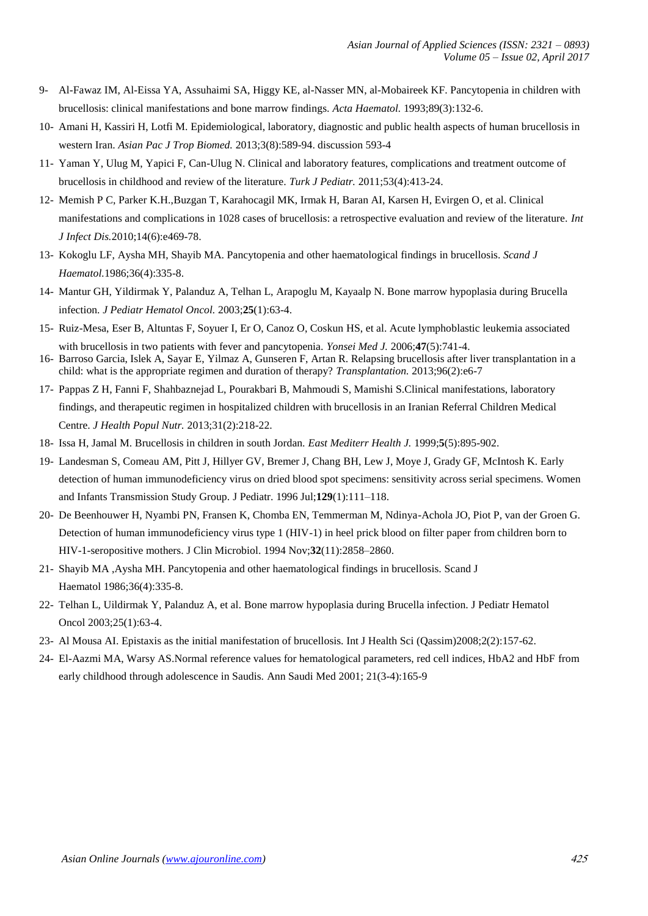9- Al-Fawaz IM, Al-Eissa YA, Assuhaimi SA, Higgy KE, al-Nasser MN, al-Mobaireek KF. Pancytopenia in children with brucellosis: clinical manifestations and bone marrow findings. *Acta Haematol.* 1993;89(3):132-6.

10- Amani H, Kassiri H, Lotfi M. Epidemiological, laboratory, diagnostic and public health aspects of human brucellosis in western Iran. *Asian Pac J Trop Biomed.* 2013;3(8):589-94. discussion 593-4

11- Yaman Y, Ulug M, Yapici F, Can-Ulug N. Clinical and laboratory features, complications and treatment outcome of brucellosis in childhood and review of the literature. *Turk J Pediatr.* 2011;53(4):413-24.

12- Memish P C, Parker K.H.,Buzgan T, Karahocagil MK, Irmak H, Baran AI, Karsen H, Evirgen O, et al. Clinical manifestations and complications in 1028 cases of brucellosis: a retrospective evaluation and review of the literature. *Int J Infect Dis.*2010;14(6):e469-78.

13- Kokoglu LF, Aysha MH, Shayib MA. Pancytopenia and other haematological findings in brucellosis. *Scand J Haematol.*1986;36(4):335-8.

14- Mantur GH, Yildirmak Y, Palanduz A, Telhan L, Arapoglu M, Kayaalp N. Bone marrow hypoplasia during Brucella infection. *J Pediatr Hematol Oncol.* 2003;**25**(1):63-4.

15- Ruiz-Mesa, Eser B, Altuntas F, Soyuer I, Er O, Canoz O, Coskun HS, et al. Acute lymphoblastic leukemia associated with brucellosis in two patients with fever and pancytopenia. *Yonsei Med J.* 2006;**47**(5):741-4.

16- Barroso Garcia, Islek A, Sayar E, Yilmaz A, Gunseren F, Artan R. Relapsing brucellosis after liver transplantation in a child: what is the appropriate regimen and duration of therapy? *Transplantation.* 2013;96(2):e6-7

17- Pappas Z H, Fanni F, Shahbaznejad L, Pourakbari B, Mahmoudi S, Mamishi S.Clinical manifestations, laboratory findings, and therapeutic regimen in hospitalized children with brucellosis in an Iranian Referral Children Medical Centre. *J Health Popul Nutr.* 2013;31(2):218-22.

18- Issa H, Jamal M. Brucellosis in children in south Jordan. *East Mediterr Health J.* 1999;**5**(5):895-902.

19- Landesman S, Comeau AM, Pitt J, Hillyer GV, Bremer J, Chang BH, Lew J, Moye J, Grady GF, McIntosh K. Early detection of human immunodeficiency virus on dried blood spot specimens: sensitivity across serial specimens. Women and Infants Transmission Study Group. J Pediatr. 1996 Jul;**129**(1):111–118.

20- De Beenhouwer H, Nyambi PN, Fransen K, Chomba EN, Temmerman M, Ndinya-Achola JO, Piot P, van der Groen G. Detection of human immunodeficiency virus type 1 (HIV-1) in heel prick blood on filter paper from children born to HIV-1-seropositive mothers. J Clin Microbiol. 1994 Nov;**32**(11):2858–2860.

21- Shayib MA ,Aysha MH. Pancytopenia and other haematological findings in brucellosis. Scand J Haematol 1986;36(4):335-8.

22- Telhan L, Uildirmak Y, Palanduz A, et al. Bone marrow hypoplasia during Brucella infection. J Pediatr Hematol Oncol 2003;25(1):63-4.

23- Al Mousa AI. Epistaxis as the initial manifestation of brucellosis. Int J Health Sci (Qassim)2008;2(2):157-62.

24- El-Aazmi MA, Warsy AS.Normal reference values for hematological parameters, red cell indices, HbA2 and HbF from early childhood through adolescence in Saudis. Ann Saudi Med 2001; 21(3-4):165-9